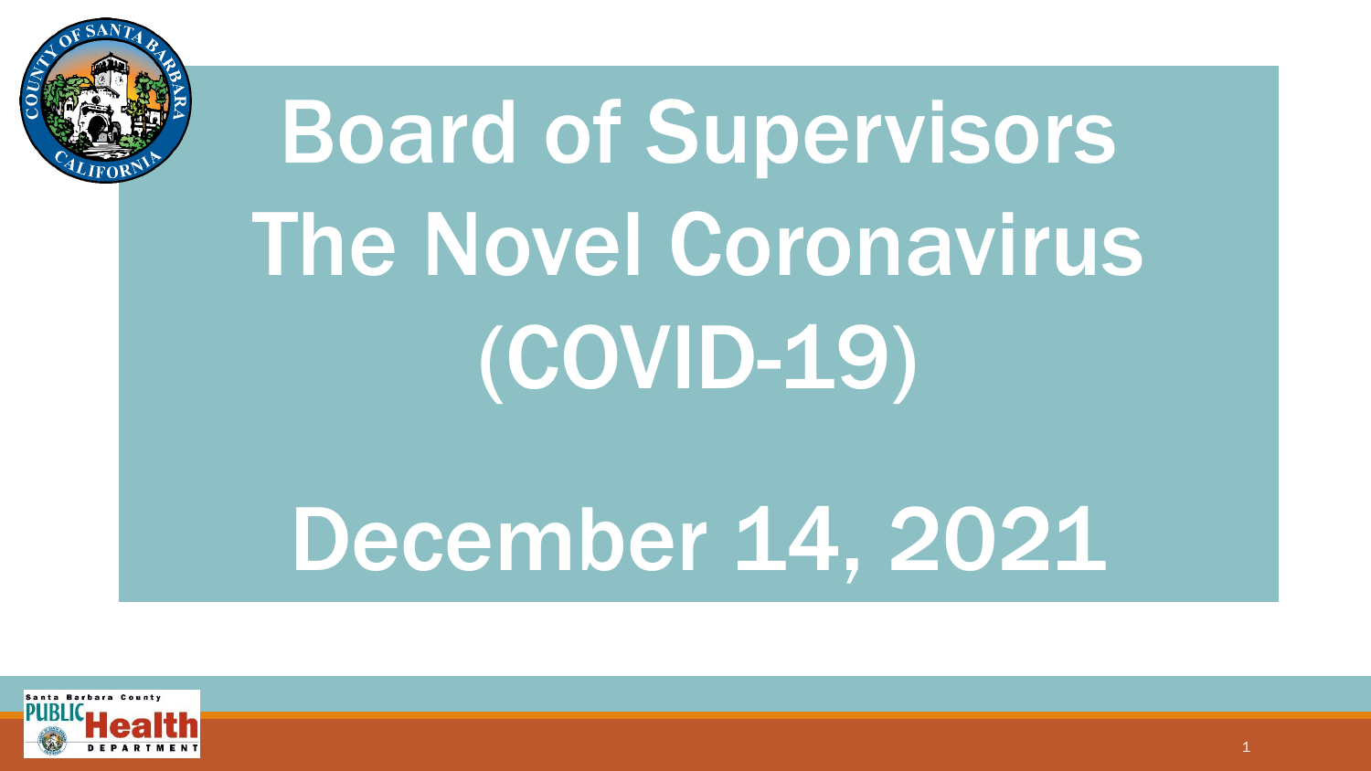# Board of Supervisors The Novel Coronavirus (COVID-19)

# December 14, 2021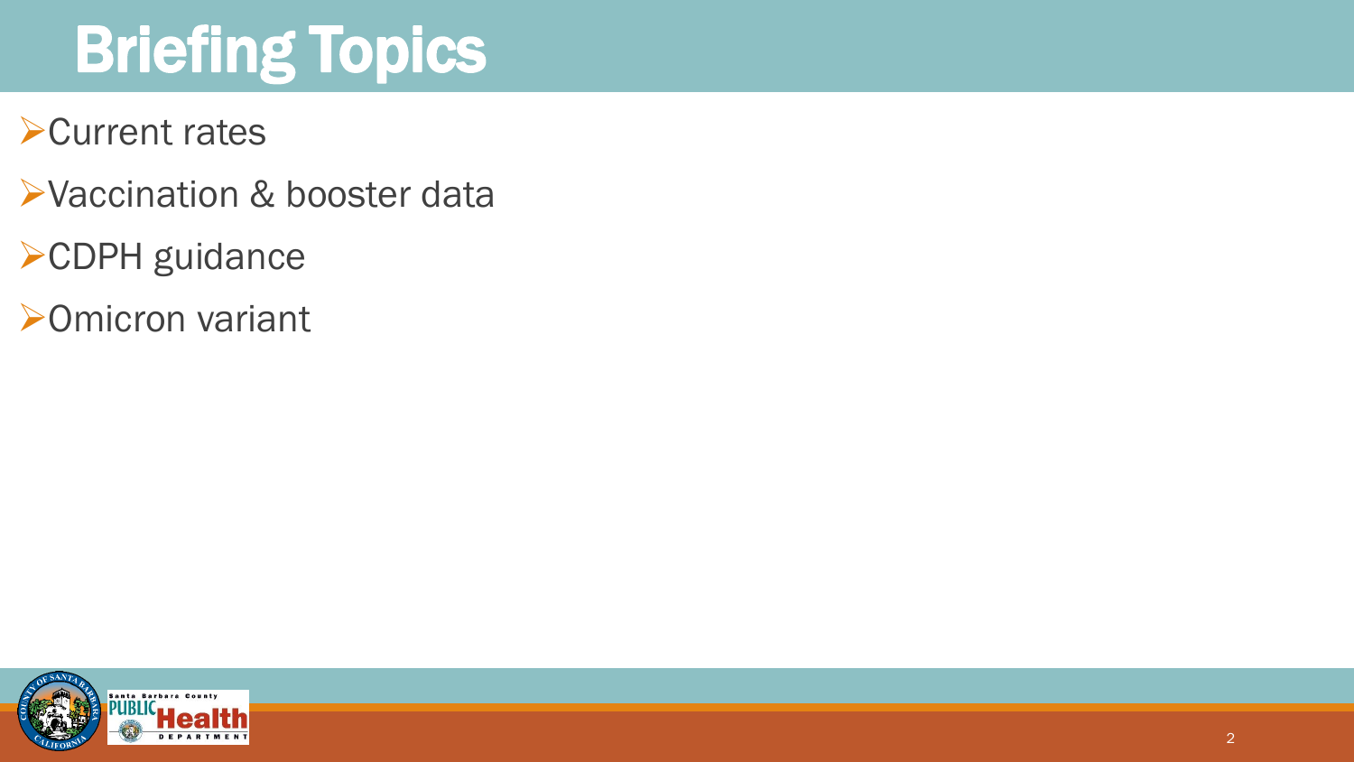# Briefing Topics

- Current rates
- Vaccination & booster data
- CDPH guidance
- Omicron variant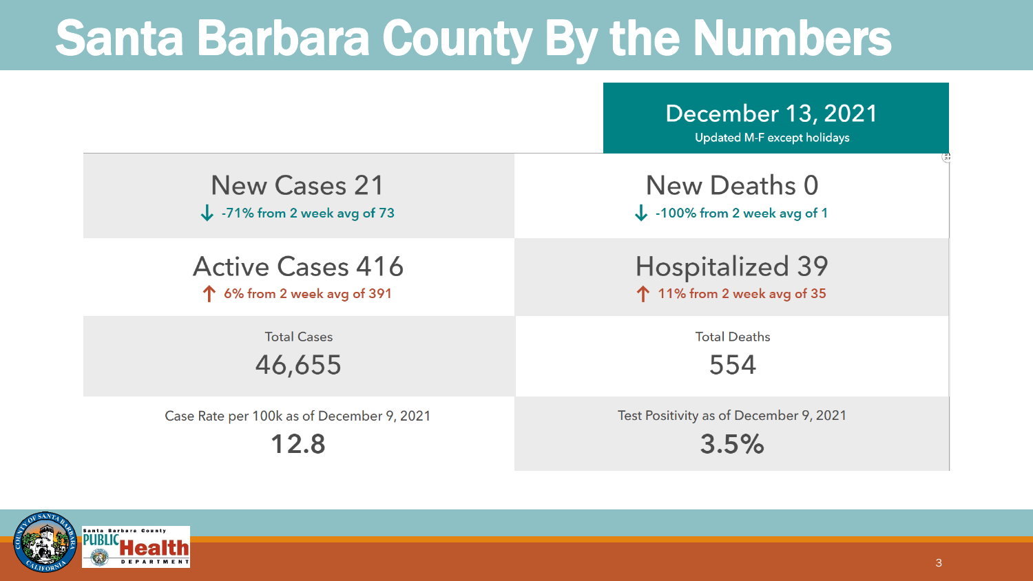# Santa Barbara County By the Numbers

**December 13, 2021**
Updated M-F except holidays

| | |
|---|---|
| **New Cases 21**<br>↓ -71% from 2 week avg of 73 | **New Deaths 0**<br>↓ -100% from 2 week avg of 1 |
| **Active Cases 416**<br>↑ 6% from 2 week avg of 391 | **Hospitalized 39**<br>↑ 11% from 2 week avg of 35 |
| Total Cases<br>**46,655** | Total Deaths<br>**554** |
| Case Rate per 100k as of December 9, 2021<br>**12.8** | Test Positivity as of December 9, 2021<br>**3.5%** |

Santa Barbara County Public Health Department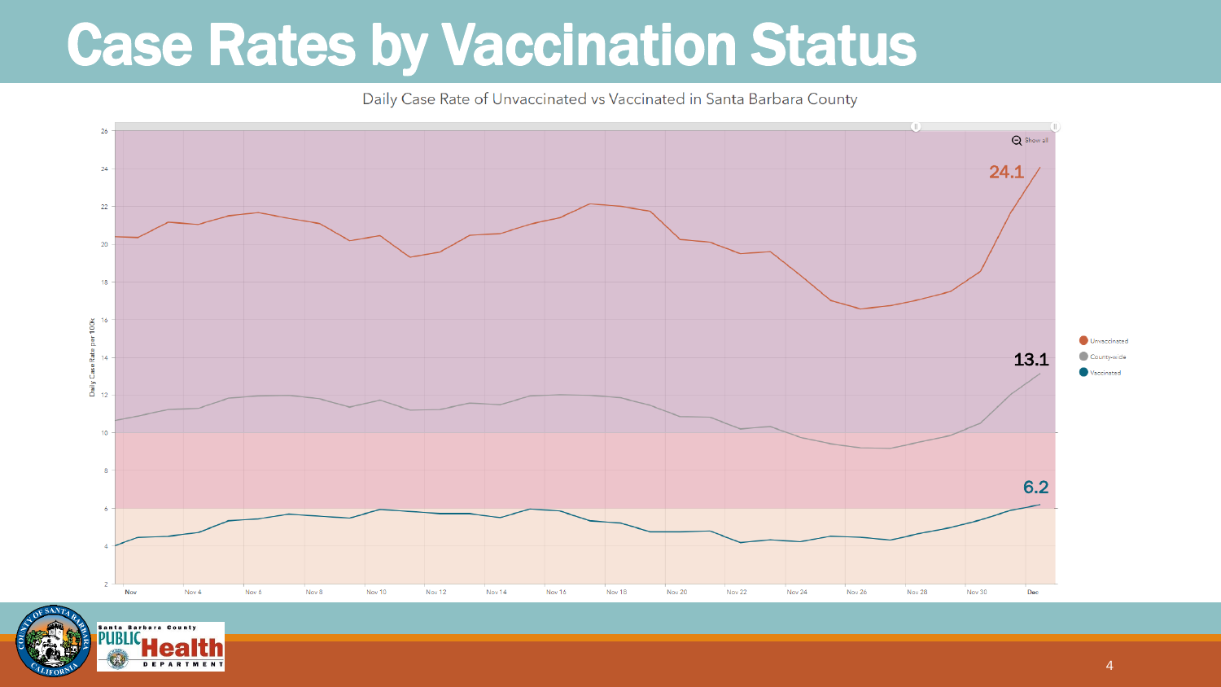# Case Rates by Vaccination Status

Daily Case Rate of Unvaccinated vs Vaccinated in Santa Barbara County

Daily Case Rate per 100k

24.1

13.1

6.2

Unvaccinated

County-wide

Vaccinated

Nov | Nov 4 | Nov 6 | Nov 8 | Nov 10 | Nov 12 | Nov 14 | Nov 16 | Nov 18 | Nov 20 | Nov 22 | Nov 24 | Nov 26 | Nov 28 | Nov 30 | Dec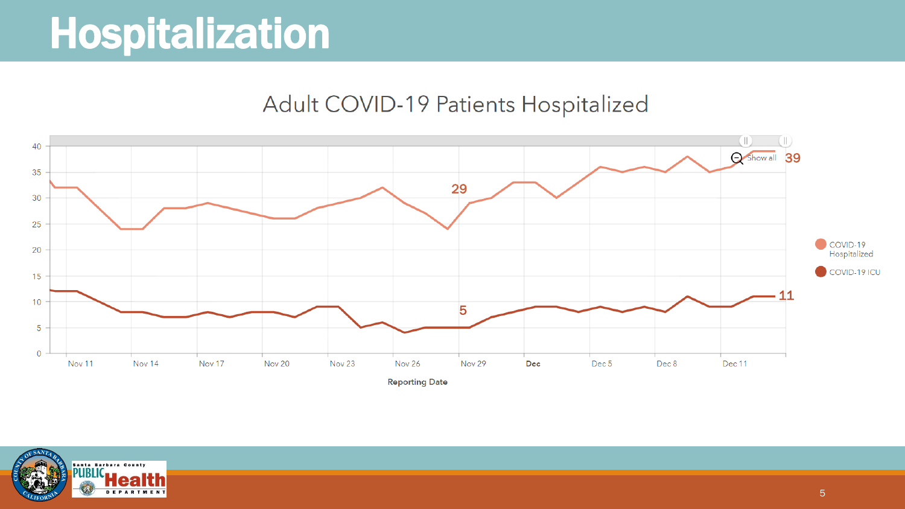# Hospitalization

## Adult COVID-19 Patients Hospitalized

Legend: COVID-19 Hospitalized; COVID-19 ICU

Y-axis: 0, 5, 10, 15, 20, 25, 30, 35, 40

X-axis (Reporting Date): Nov 11, Nov 14, Nov 17, Nov 20, Nov 23, Nov 26, Nov 29, Dec, Dec 5, Dec 8, Dec 11

Labels: 29, 39 (COVID-19 Hospitalized); 5, 11 (COVID-19 ICU)

Show all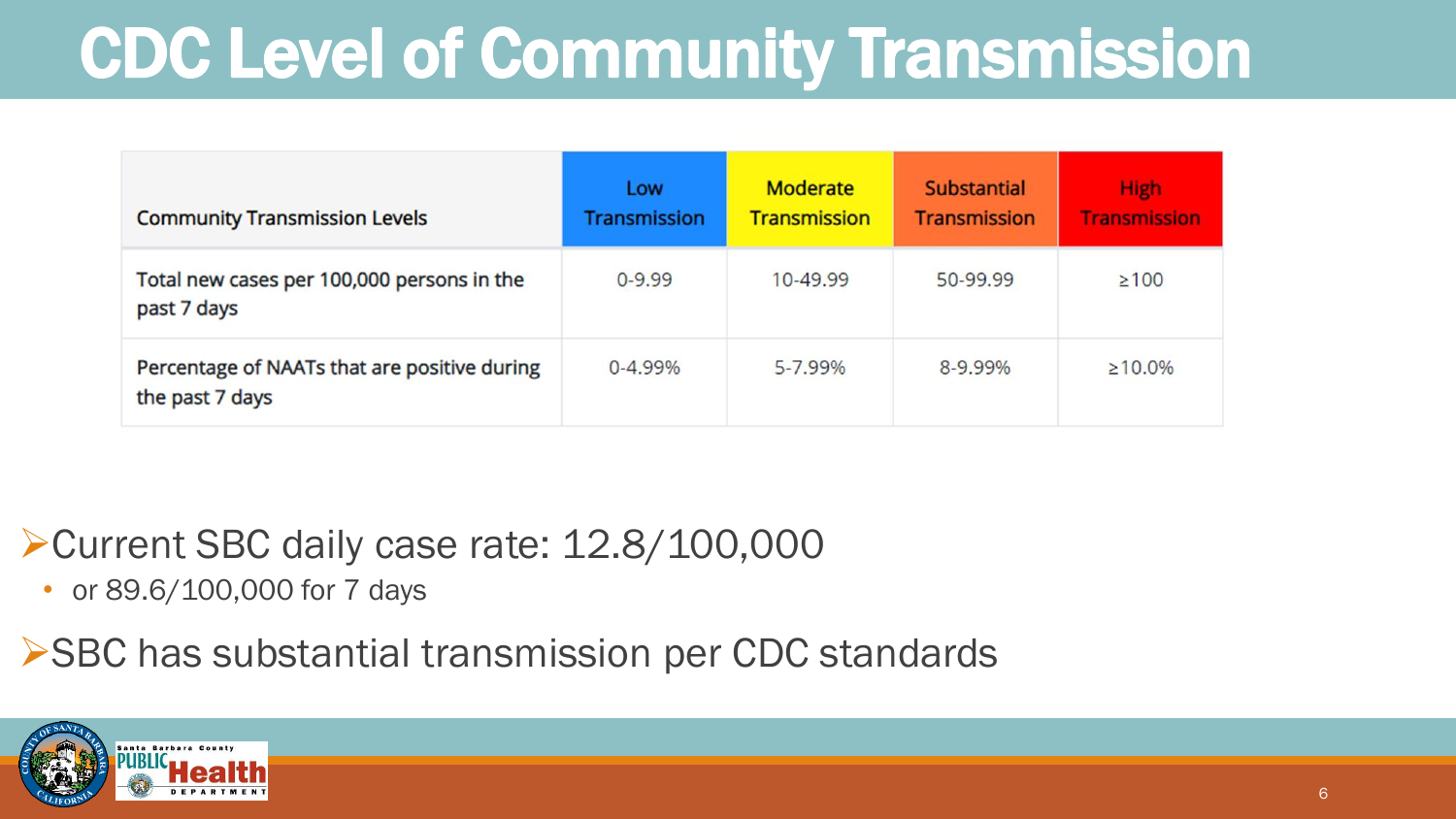# CDC Level of Community Transmission

| Community Transmission Levels | Low Transmission | Moderate Transmission | Substantial Transmission | High Transmission |
|---|---|---|---|---|
| Total new cases per 100,000 persons in the past 7 days | 0-9.99 | 10-49.99 | 50-99.99 | ≥100 |
| Percentage of NAATs that are positive during the past 7 days | 0-4.99% | 5-7.99% | 8-9.99% | ≥10.0% |

- Current SBC daily case rate: 12.8/100,000
  - or 89.6/100,000 for 7 days
- SBC has substantial transmission per CDC standards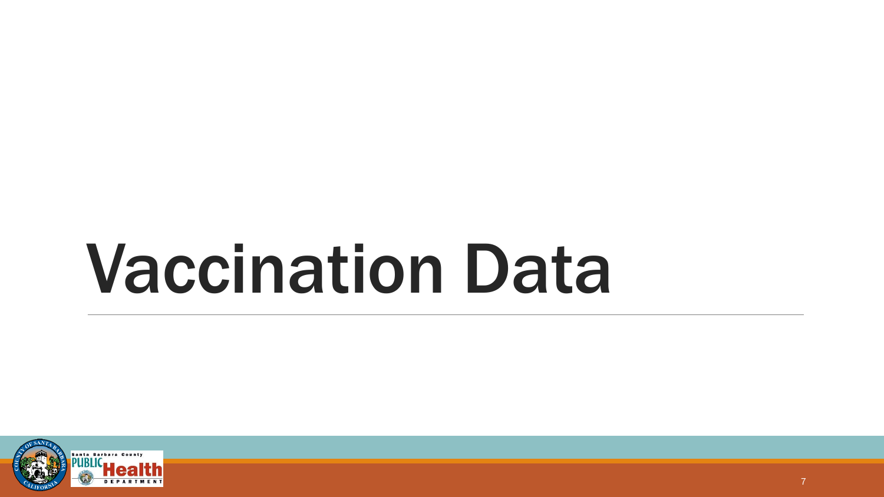# Vaccination Data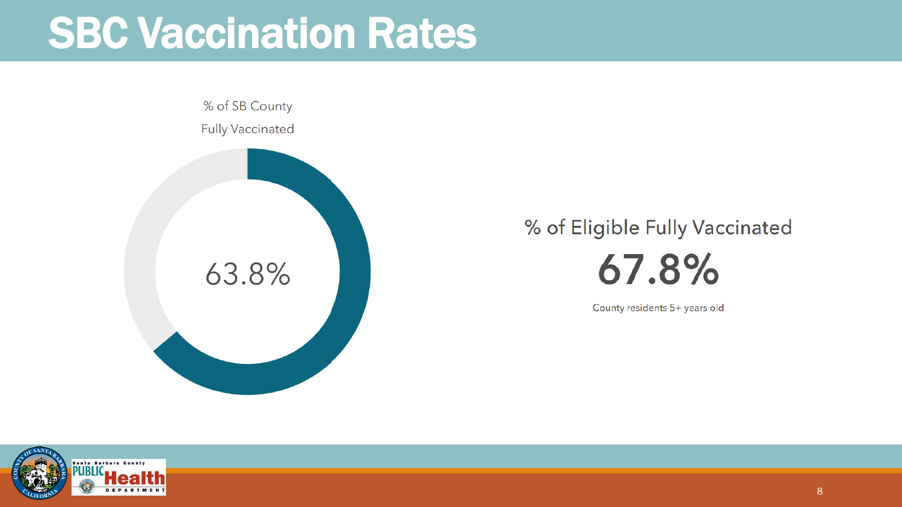# SBC Vaccination Rates

% of SB County
Fully Vaccinated

63.8%

% of Eligible Fully Vaccinated

**67.8%**

County residents 5+ years old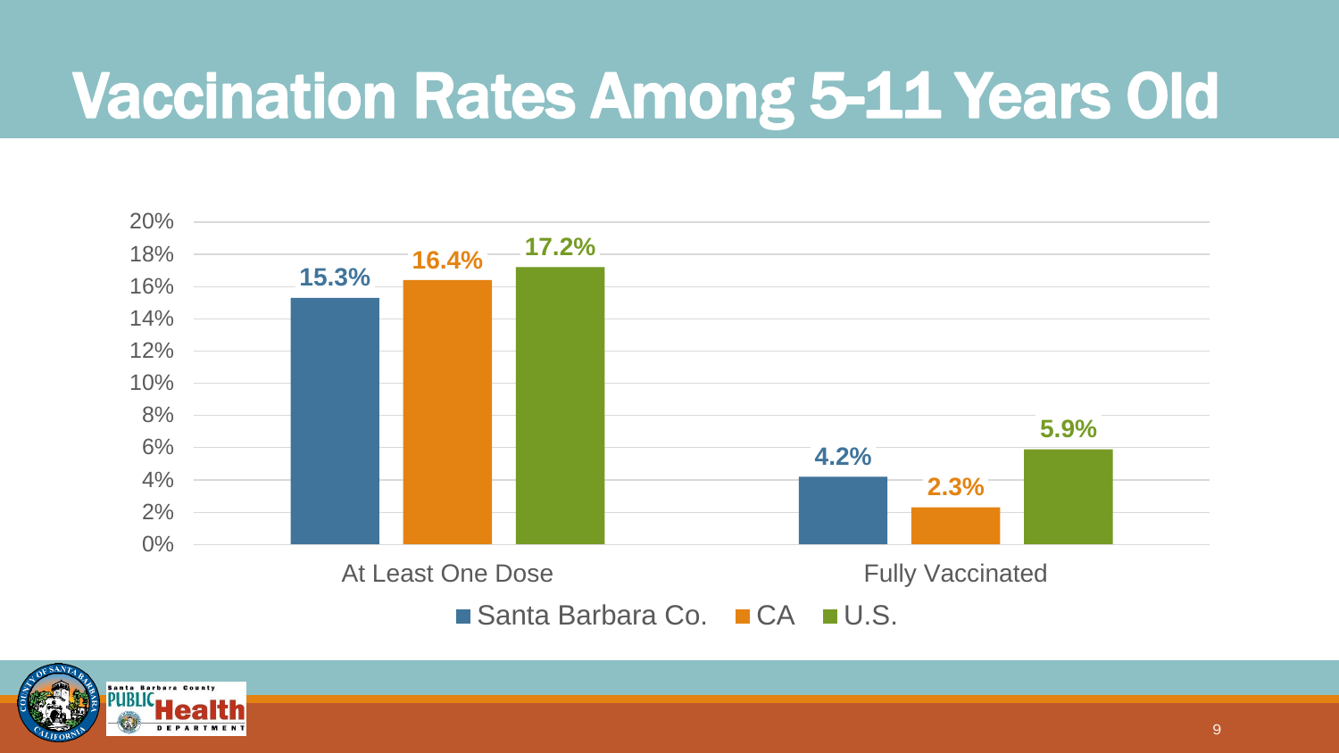# Vaccination Rates Among 5-11 Years Old

| | Santa Barbara Co. | CA | U.S. |
|---|---|---|---|
| At Least One Dose | 15.3% | 16.4% | 17.2% |
| Fully Vaccinated | 4.2% | 2.3% | 5.9% |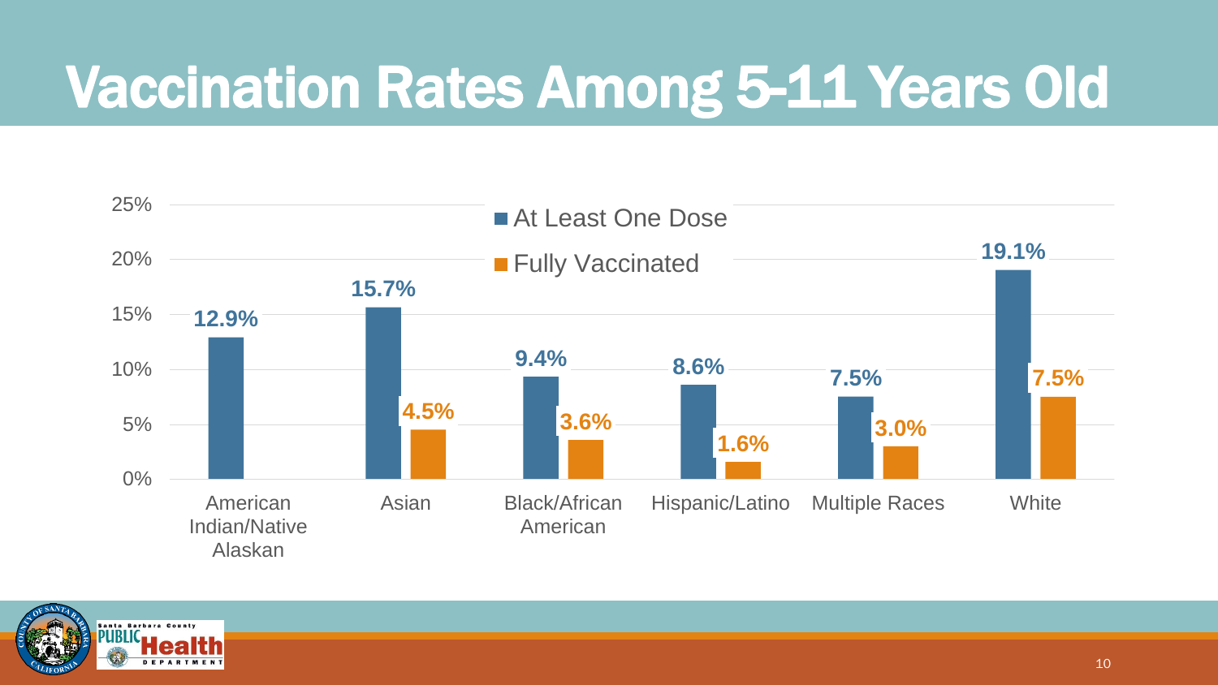# Vaccination Rates Among 5-11 Years Old

| | At Least One Dose | Fully Vaccinated |
|---|---|---|
| American Indian/Native Alaskan | 12.9% | |
| Asian | 15.7% | 4.5% |
| Black/African American | 9.4% | 3.6% |
| Hispanic/Latino | 8.6% | 1.6% |
| Multiple Races | 7.5% | 3.0% |
| White | 19.1% | 7.5% |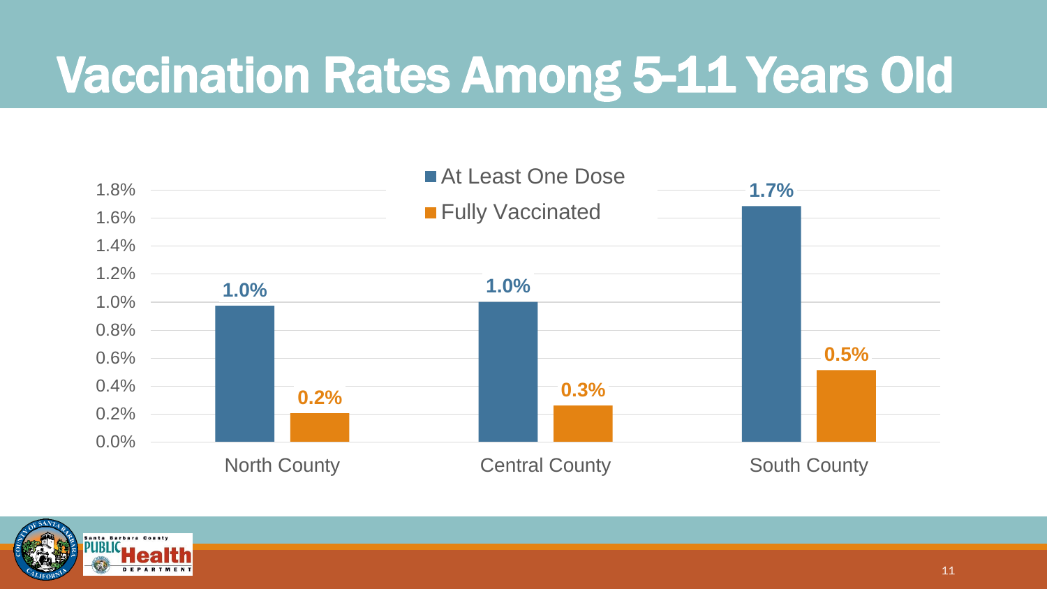# Vaccination Rates Among 5-11 Years Old

| | At Least One Dose | Fully Vaccinated |
|---|---|---|
| North County | 1.0% | 0.2% |
| Central County | 1.0% | 0.3% |
| South County | 1.7% | 0.5% |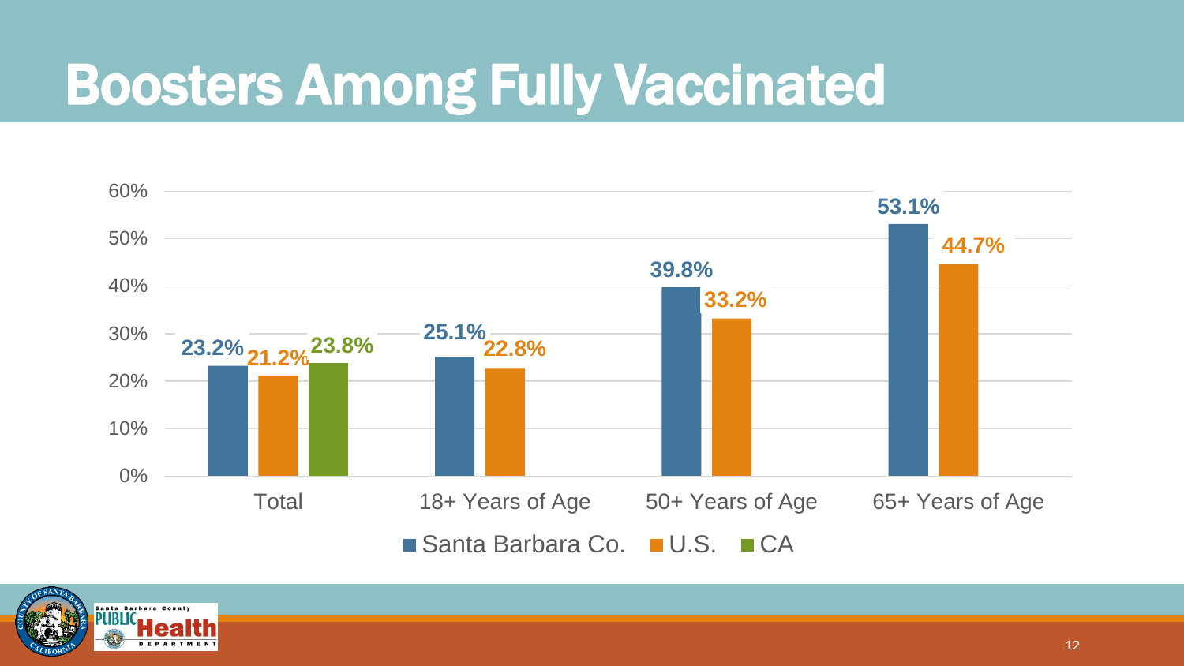# Boosters Among Fully Vaccinated

| | Santa Barbara Co. | U.S. | CA |
|---|---|---|---|
| Total | 23.2% | 21.2% | 23.8% |
| 18+ Years of Age | 25.1% | 22.8% | |
| 50+ Years of Age | 39.8% | 33.2% | |
| 65+ Years of Age | 53.1% | 44.7% | |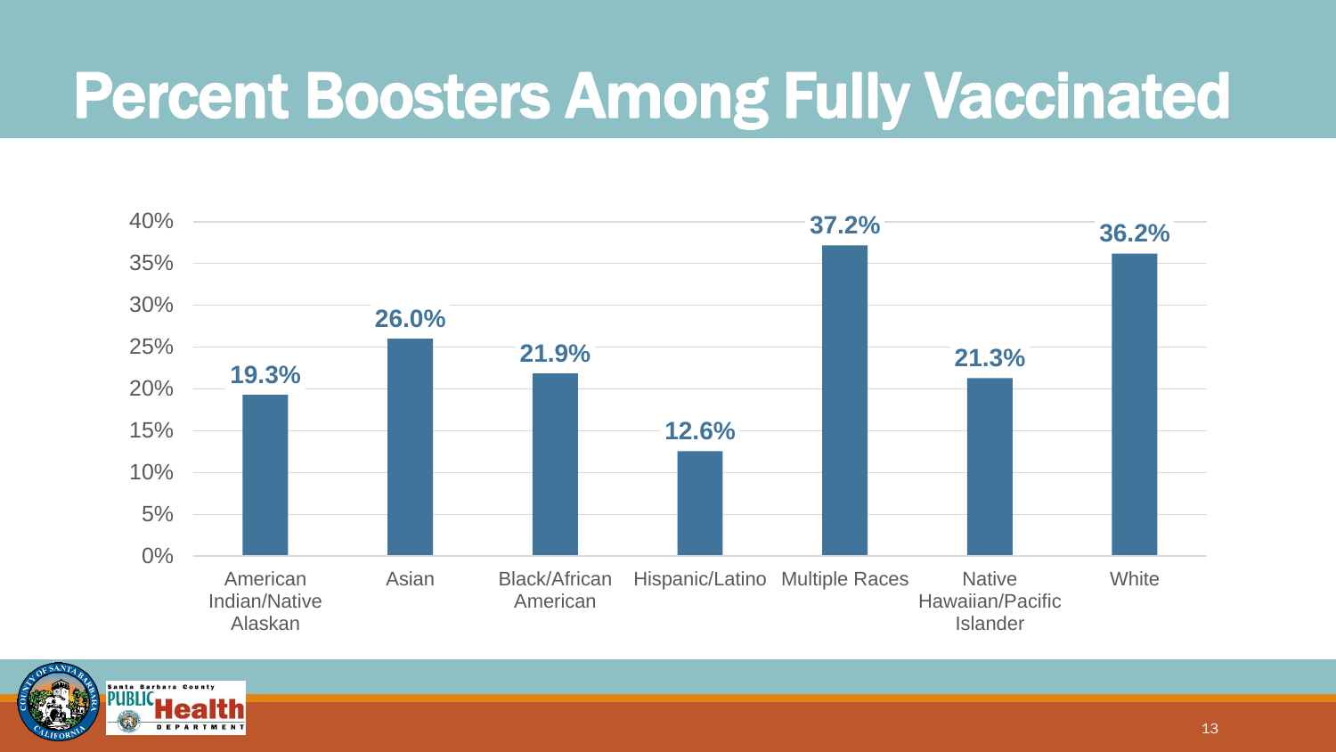# Percent Boosters Among Fully Vaccinated

| Race/Ethnicity | Percent Boosters |
|---|---|
| American Indian/Native Alaskan | 19.3% |
| Asian | 26.0% |
| Black/African American | 21.9% |
| Hispanic/Latino | 12.6% |
| Multiple Races | 37.2% |
| Native Hawaiian/Pacific Islander | 21.3% |
| White | 36.2% |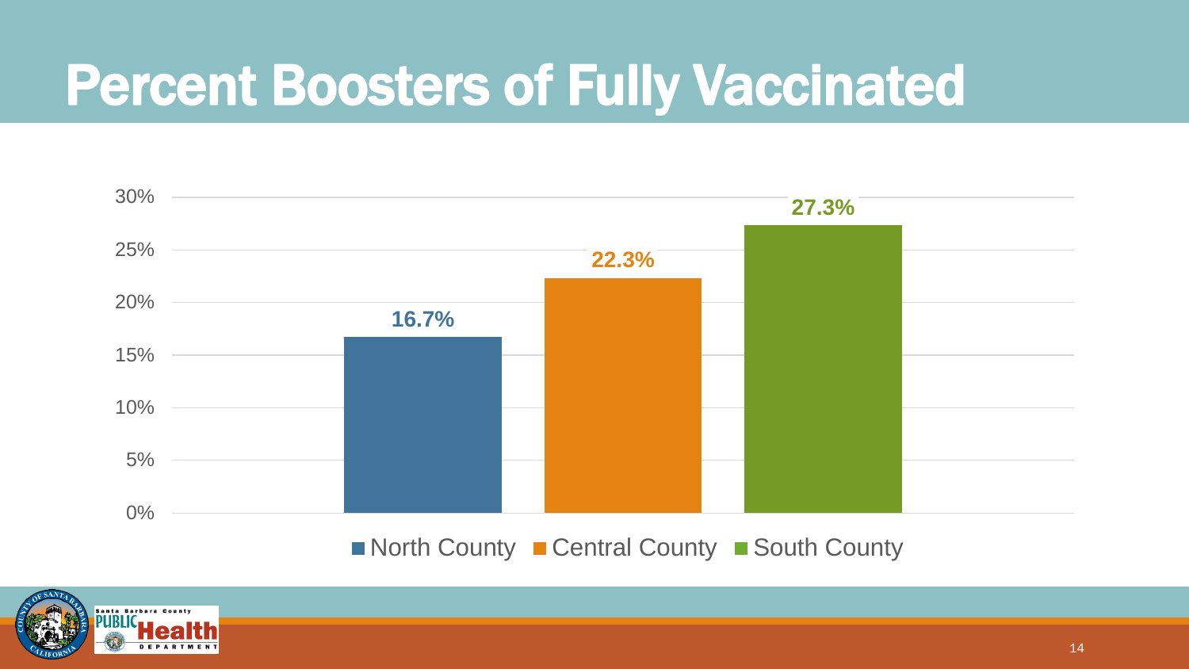# Percent Boosters of Fully Vaccinated

| Region | Percent |
|---|---|
| North County | 16.7% |
| Central County | 22.3% |
| South County | 27.3% |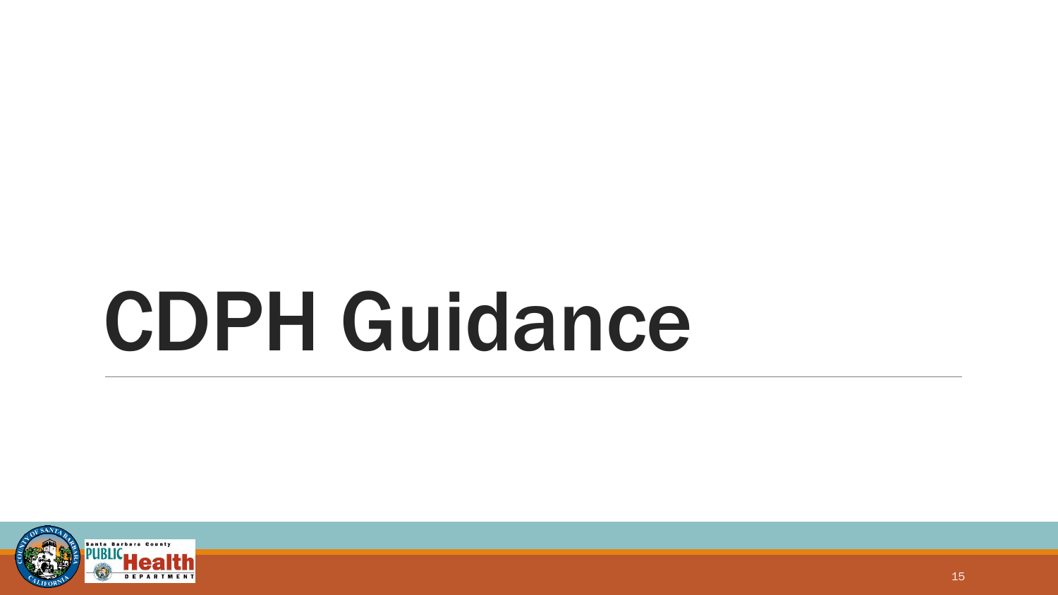# CDPH Guidance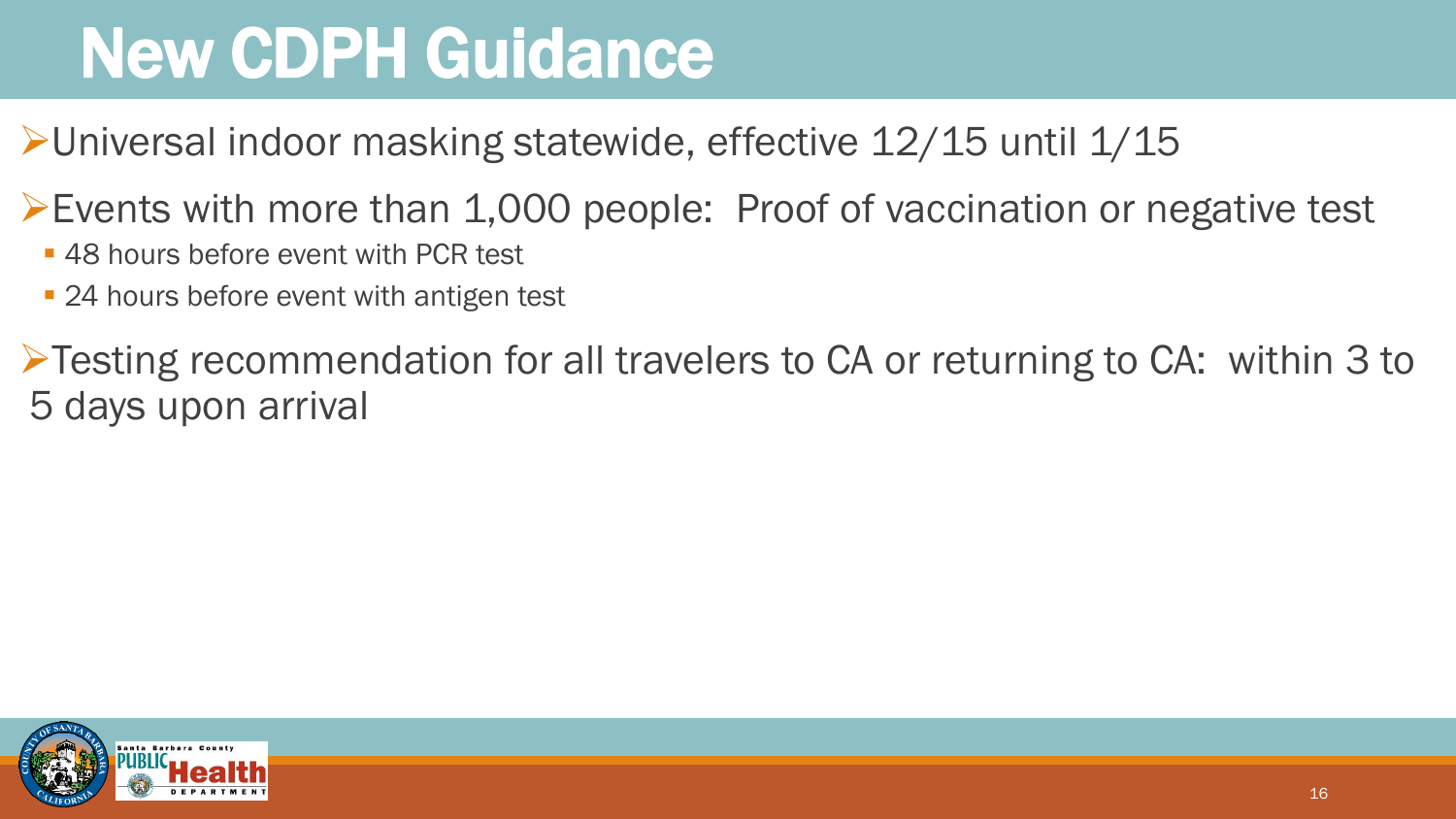# New CDPH Guidance

- Universal indoor masking statewide, effective 12/15 until 1/15
- Events with more than 1,000 people: Proof of vaccination or negative test
  - 48 hours before event with PCR test
  - 24 hours before event with antigen test
- Testing recommendation for all travelers to CA or returning to CA: within 3 to 5 days upon arrival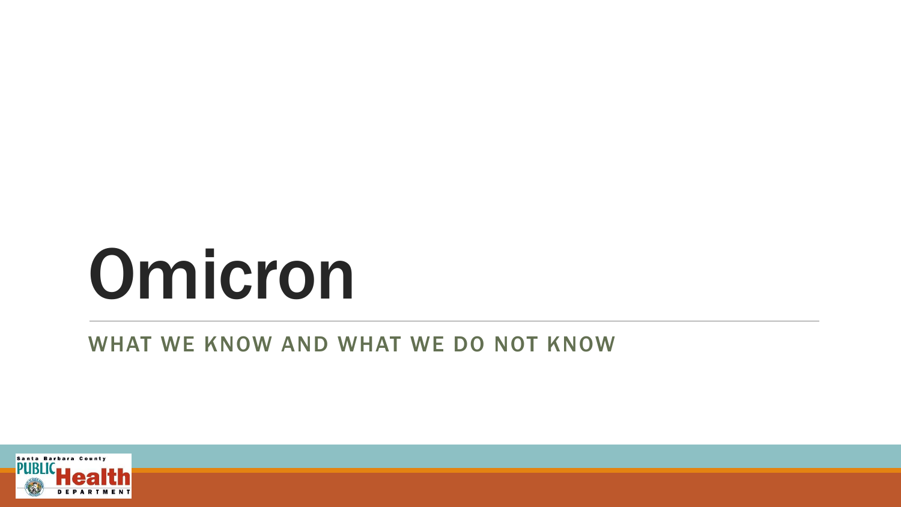# Omicron

## WHAT WE KNOW AND WHAT WE DO NOT KNOW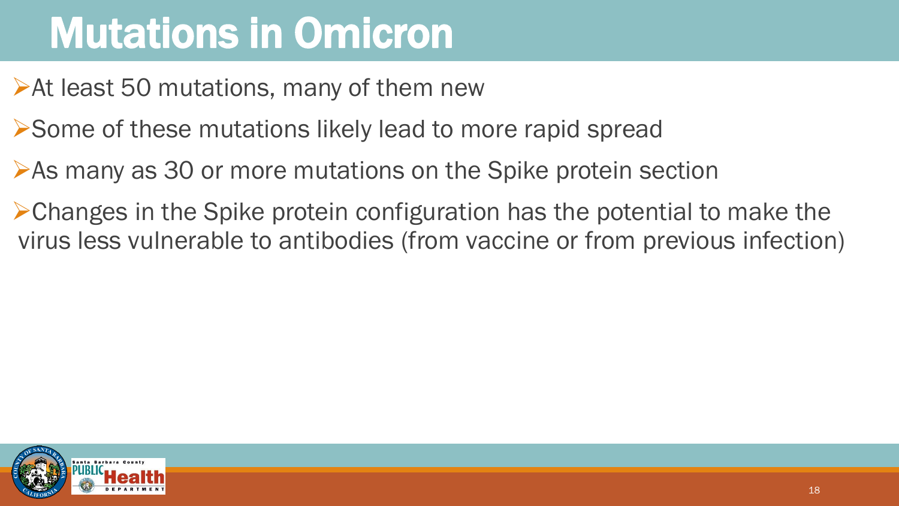# Mutations in Omicron

- At least 50 mutations, many of them new
- Some of these mutations likely lead to more rapid spread
- As many as 30 or more mutations on the Spike protein section
- Changes in the Spike protein configuration has the potential to make the virus less vulnerable to antibodies (from vaccine or from previous infection)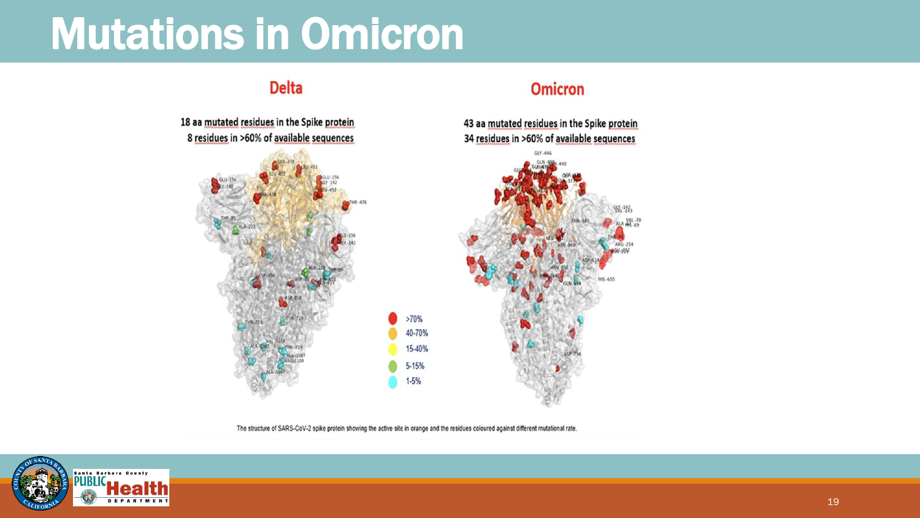# Mutations in Omicron

## Delta

18 aa mutated residues in the Spike protein
8 residues in >60% of available sequences

## Omicron

43 aa mutated residues in the Spike protein
34 residues in >60% of available sequences

- >70%
- 40-70%
- 15-40%
- 5-15%
- 1-5%

The structure of SARS-CoV-2 spike protein showing the active site in orange and the residues coloured against different mutational rate.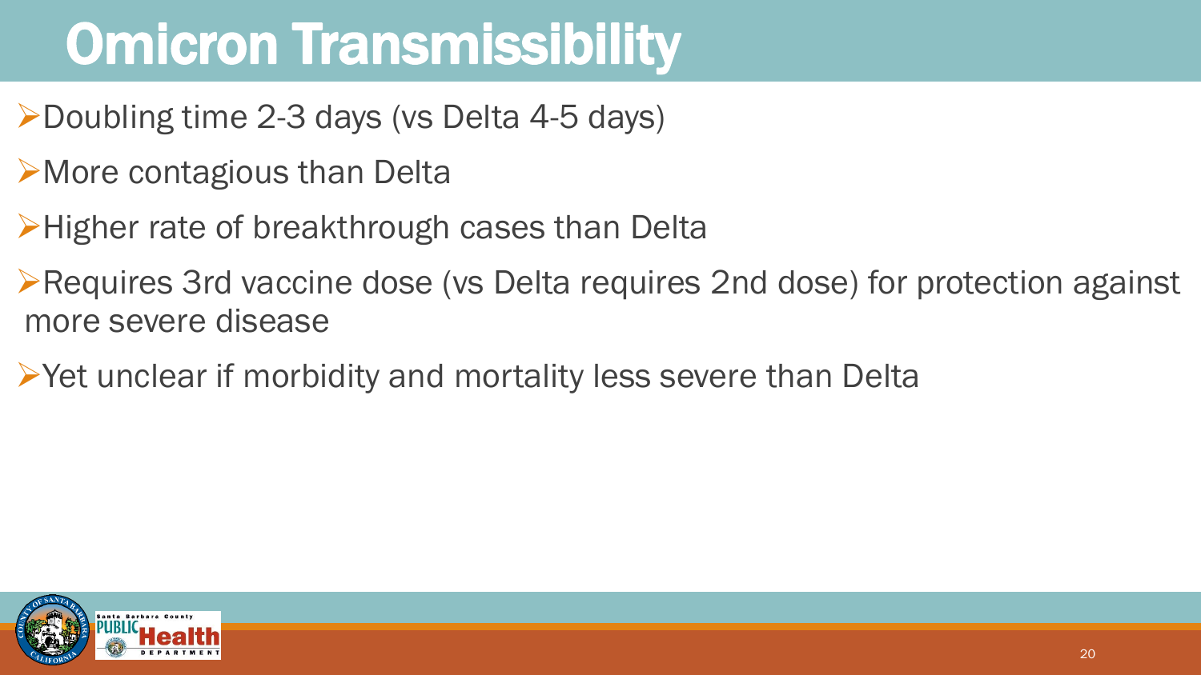# Omicron Transmissibility

- Doubling time 2-3 days (vs Delta 4-5 days)
- More contagious than Delta
- Higher rate of breakthrough cases than Delta
- Requires 3rd vaccine dose (vs Delta requires 2nd dose) for protection against more severe disease
- Yet unclear if morbidity and mortality less severe than Delta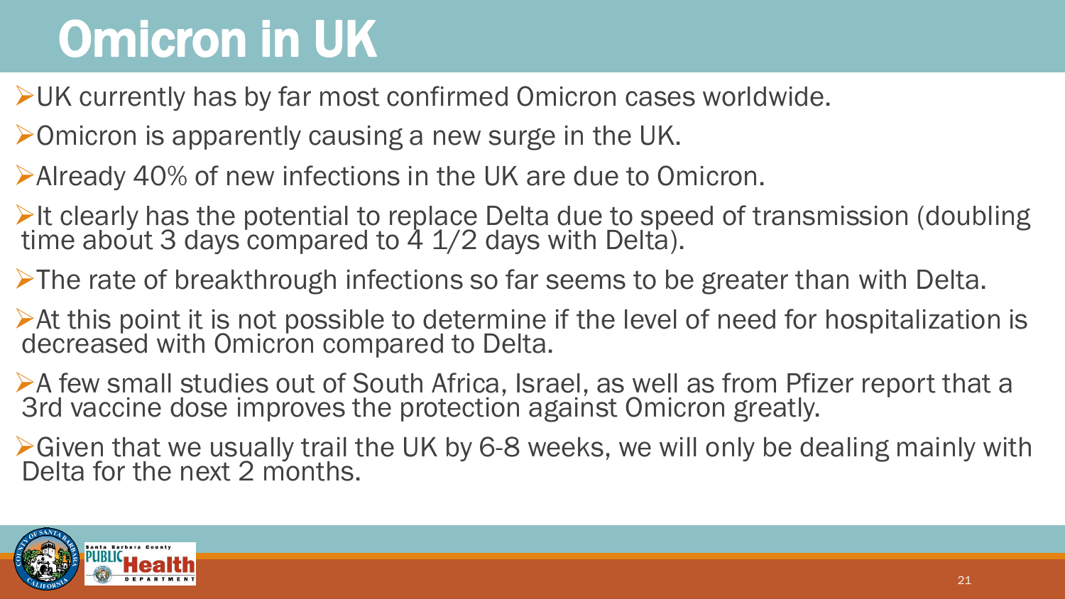# Omicron in UK

- UK currently has by far most confirmed Omicron cases worldwide.
- Omicron is apparently causing a new surge in the UK.
- Already 40% of new infections in the UK are due to Omicron.
- It clearly has the potential to replace Delta due to speed of transmission (doubling time about 3 days compared to 4 1/2 days with Delta).
- The rate of breakthrough infections so far seems to be greater than with Delta.
- At this point it is not possible to determine if the level of need for hospitalization is decreased with Omicron compared to Delta.
- A few small studies out of South Africa, Israel, as well as from Pfizer report that a 3rd vaccine dose improves the protection against Omicron greatly.
- Given that we usually trail the UK by 6-8 weeks, we will only be dealing mainly with Delta for the next 2 months.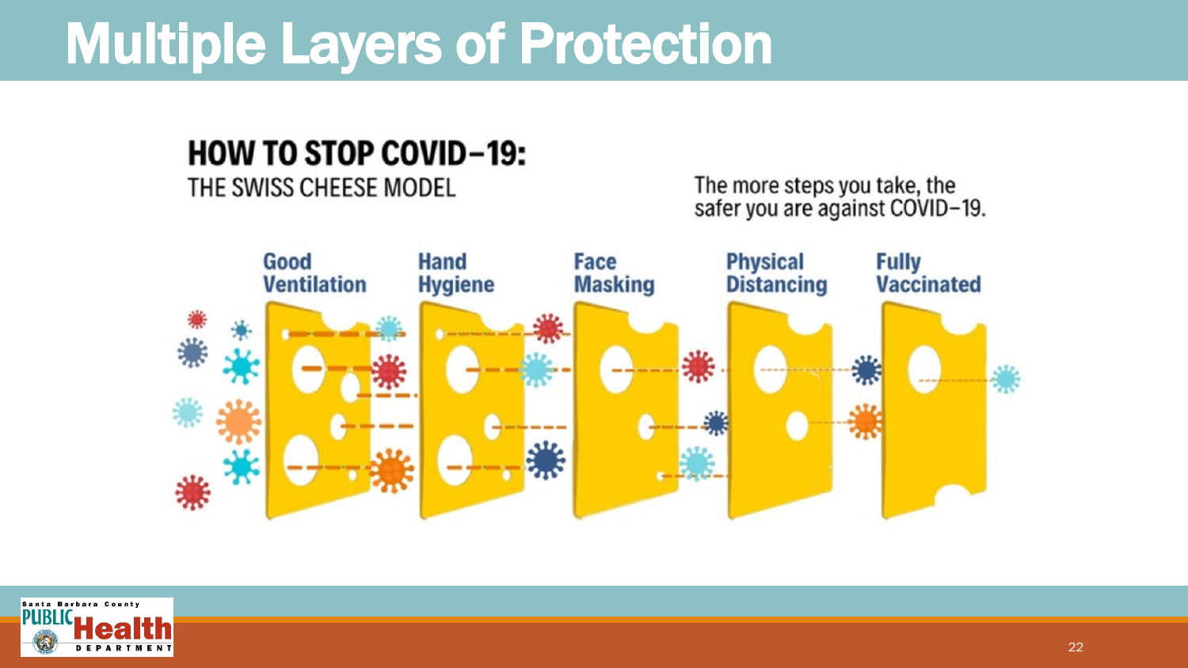# Multiple Layers of Protection

## HOW TO STOP COVID-19:

THE SWISS CHEESE MODEL

The more steps you take, the safer you are against COVID-19.

- Good Ventilation
- Hand Hygiene
- Face Masking
- Physical Distancing
- Fully Vaccinated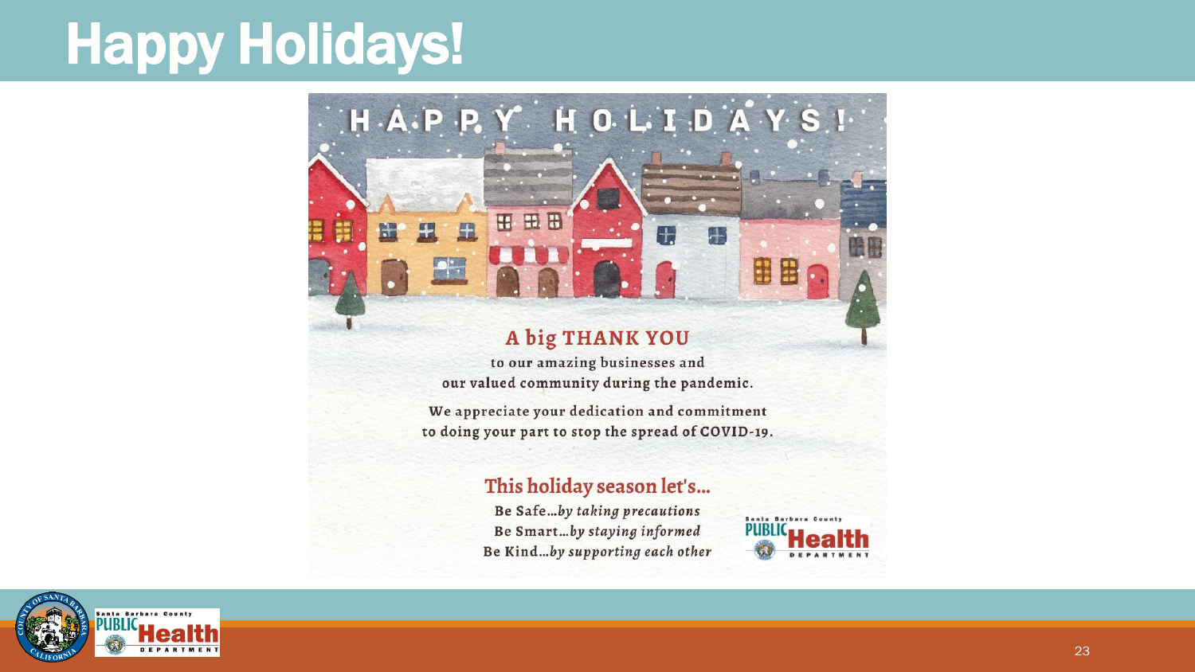# Happy Holidays!

HAPPY HOLIDAYS!

**A big THANK YOU**

to our amazing businesses and
our valued community during the pandemic.

We appreciate your dedication and commitment
to doing your part to stop the spread of COVID-19.

**This holiday season let's...**

Be Safe...*by taking precautions*
Be Smart...*by staying informed*
Be Kind...*by supporting each other*

Santa Barbara County PUBLIC Health DEPARTMENT